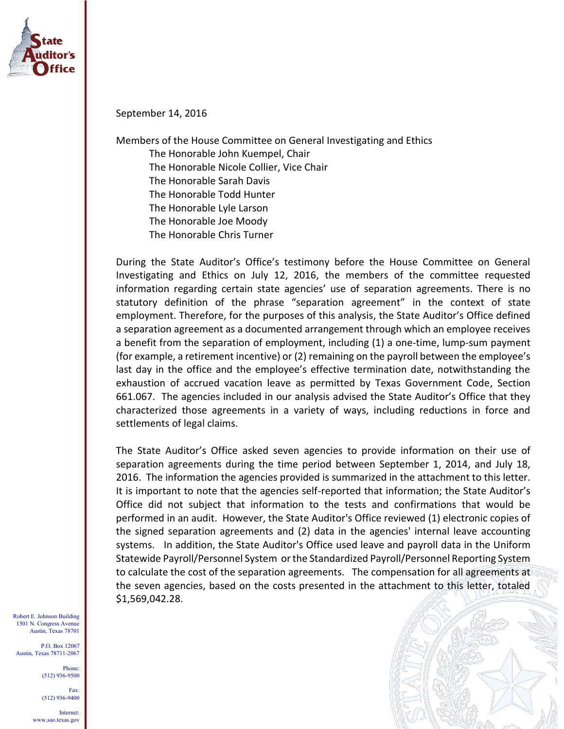September 14, 2016

Members of the House Committee on General Investigating and Ethics

The Honorable John Kuempel, Chair
The Honorable Nicole Collier, Vice Chair
The Honorable Sarah Davis
The Honorable Todd Hunter
The Honorable Lyle Larson
The Honorable Joe Moody
The Honorable Chris Turner

During the State Auditor's Office's testimony before the House Committee on General Investigating and Ethics on July 12, 2016, the members of the committee requested information regarding certain state agencies' use of separation agreements. There is no statutory definition of the phrase "separation agreement" in the context of state employment. Therefore, for the purposes of this analysis, the State Auditor's Office defined a separation agreement as a documented arrangement through which an employee receives a benefit from the separation of employment, including (1) a one-time, lump-sum payment (for example, a retirement incentive) or (2) remaining on the payroll between the employee's last day in the office and the employee's effective termination date, notwithstanding the exhaustion of accrued vacation leave as permitted by Texas Government Code, Section 661.067. The agencies included in our analysis advised the State Auditor's Office that they characterized those agreements in a variety of ways, including reductions in force and settlements of legal claims.

The State Auditor's Office asked seven agencies to provide information on their use of separation agreements during the time period between September 1, 2014, and July 18, 2016. The information the agencies provided is summarized in the attachment to this letter. It is important to note that the agencies self-reported that information; the State Auditor's Office did not subject that information to the tests and confirmations that would be performed in an audit. However, the State Auditor's Office reviewed (1) electronic copies of the signed separation agreements and (2) data in the agencies' internal leave accounting systems. In addition, the State Auditor's Office used leave and payroll data in the Uniform Statewide Payroll/Personnel System or the Standardized Payroll/Personnel Reporting System to calculate the cost of the separation agreements. The compensation for all agreements at the seven agencies, based on the costs presented in the attachment to this letter, totaled $1,569,042.28.

Robert E. Johnson Building
1501 N. Congress Avenue
Austin, Texas 78701

P.O. Box 12067
Austin, Texas 78711-2067

Phone:
(512) 936-9500

Fax:
(512) 936-9400

Internet:
www.sao.texas.gov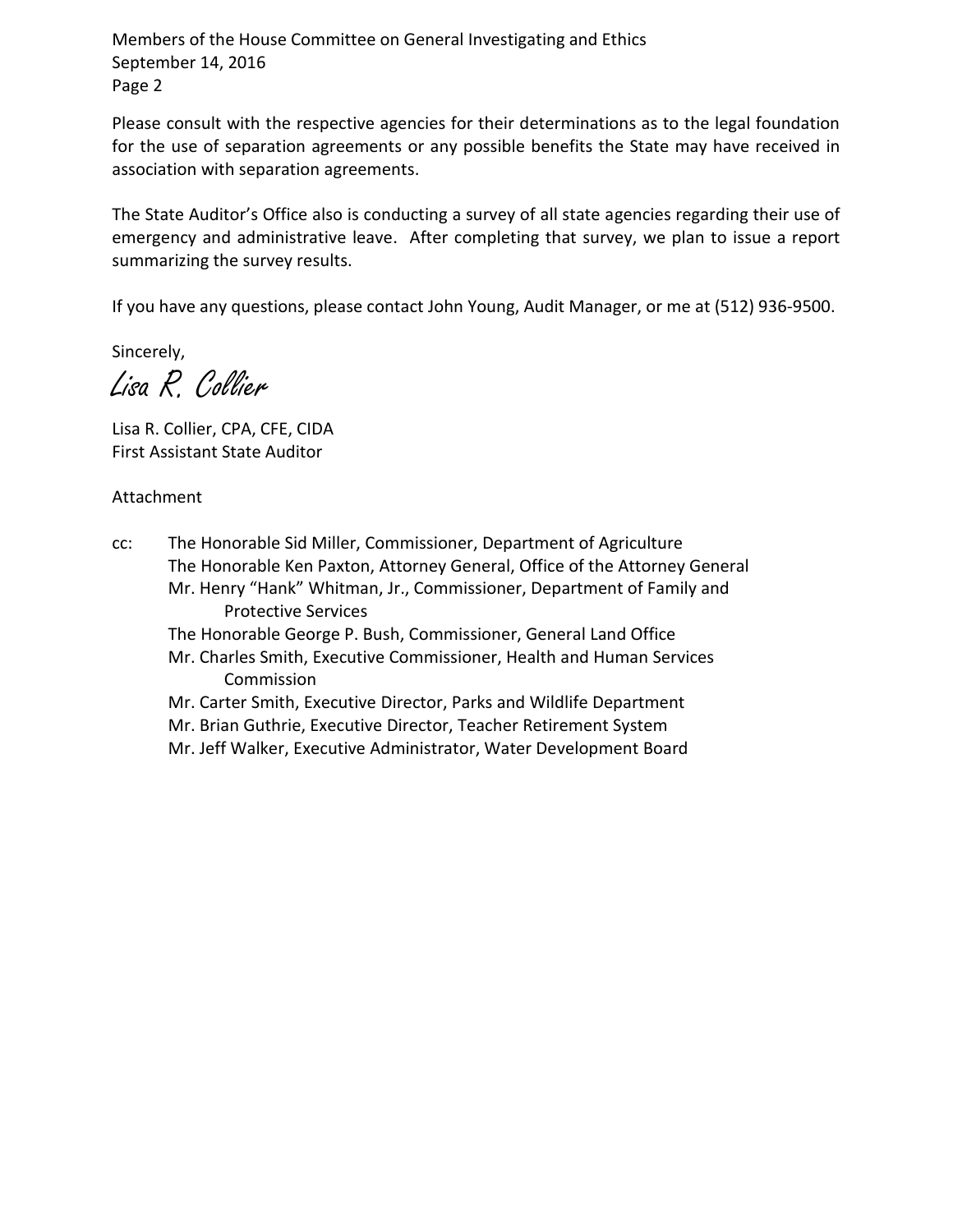Please consult with the respective agencies for their determinations as to the legal foundation for the use of separation agreements or any possible benefits the State may have received in association with separation agreements.

The State Auditor's Office also is conducting a survey of all state agencies regarding their use of emergency and administrative leave. After completing that survey, we plan to issue a report summarizing the survey results.

If you have any questions, please contact John Young, Audit Manager, or me at (512) 936-9500.

Sincerely,

*Lisa R. Collier*

Lisa R. Collier, CPA, CFE, CIDA
First Assistant State Auditor

Attachment

cc: The Honorable Sid Miller, Commissioner, Department of Agriculture
The Honorable Ken Paxton, Attorney General, Office of the Attorney General
Mr. Henry "Hank" Whitman, Jr., Commissioner, Department of Family and Protective Services
The Honorable George P. Bush, Commissioner, General Land Office
Mr. Charles Smith, Executive Commissioner, Health and Human Services Commission
Mr. Carter Smith, Executive Director, Parks and Wildlife Department
Mr. Brian Guthrie, Executive Director, Teacher Retirement System
Mr. Jeff Walker, Executive Administrator, Water Development Board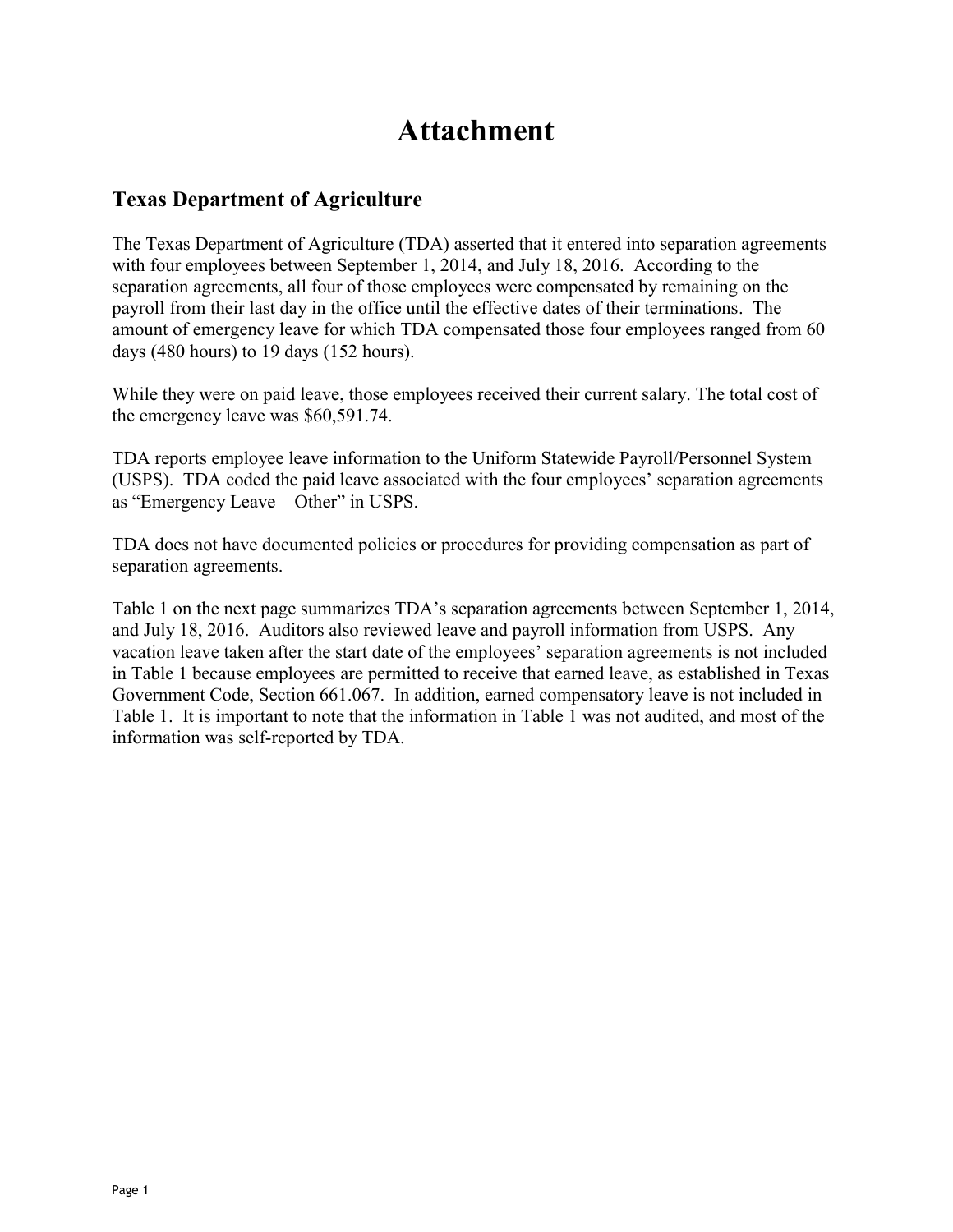# Attachment

## Texas Department of Agriculture

The Texas Department of Agriculture (TDA) asserted that it entered into separation agreements with four employees between September 1, 2014, and July 18, 2016. According to the separation agreements, all four of those employees were compensated by remaining on the payroll from their last day in the office until the effective dates of their terminations. The amount of emergency leave for which TDA compensated those four employees ranged from 60 days (480 hours) to 19 days (152 hours).

While they were on paid leave, those employees received their current salary. The total cost of the emergency leave was $60,591.74.

TDA reports employee leave information to the Uniform Statewide Payroll/Personnel System (USPS). TDA coded the paid leave associated with the four employees' separation agreements as "Emergency Leave – Other" in USPS.

TDA does not have documented policies or procedures for providing compensation as part of separation agreements.

Table 1 on the next page summarizes TDA's separation agreements between September 1, 2014, and July 18, 2016. Auditors also reviewed leave and payroll information from USPS. Any vacation leave taken after the start date of the employees' separation agreements is not included in Table 1 because employees are permitted to receive that earned leave, as established in Texas Government Code, Section 661.067. In addition, earned compensatory leave is not included in Table 1. It is important to note that the information in Table 1 was not audited, and most of the information was self-reported by TDA.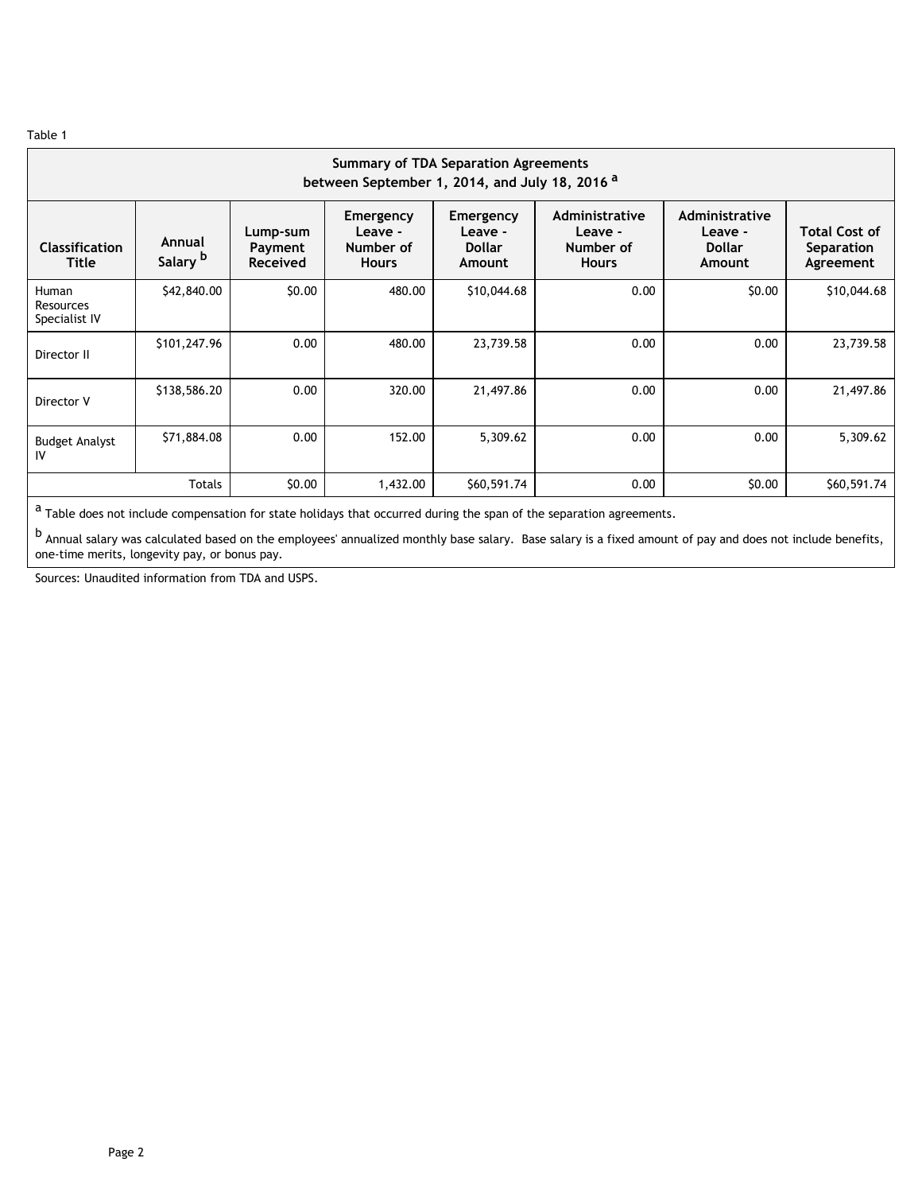Table 1

| Summary of TDA Separation Agreements between September 1, 2014, and July 18, 2016 [a] | | | | | | | |
|---|---|---|---|---|---|---|---|
| **Classification Title** | **Annual Salary [b]** | **Lump-sum Payment Received** | **Emergency Leave - Number of Hours** | **Emergency Leave - Dollar Amount** | **Administrative Leave - Number of Hours** | **Administrative Leave - Dollar Amount** | **Total Cost of Separation Agreement** |
| Human Resources Specialist IV | $42,840.00 | $0.00 | 480.00 | $10,044.68 | 0.00 | $0.00 | $10,044.68 |
| Director II | $101,247.96 | 0.00 | 480.00 | 23,739.58 | 0.00 | 0.00 | 23,739.58 |
| Director V | $138,586.20 | 0.00 | 320.00 | 21,497.86 | 0.00 | 0.00 | 21,497.86 |
| Budget Analyst IV | $71,884.08 | 0.00 | 152.00 | 5,309.62 | 0.00 | 0.00 | 5,309.62 |
| Totals | | $0.00 | 1,432.00 | $60,591.74 | 0.00 | $0.00 | $60,591.74 |

[a] Table does not include compensation for state holidays that occurred during the span of the separation agreements.

[b] Annual salary was calculated based on the employees' annualized monthly base salary. Base salary is a fixed amount of pay and does not include benefits, one-time merits, longevity pay, or bonus pay.

Sources: Unaudited information from TDA and USPS.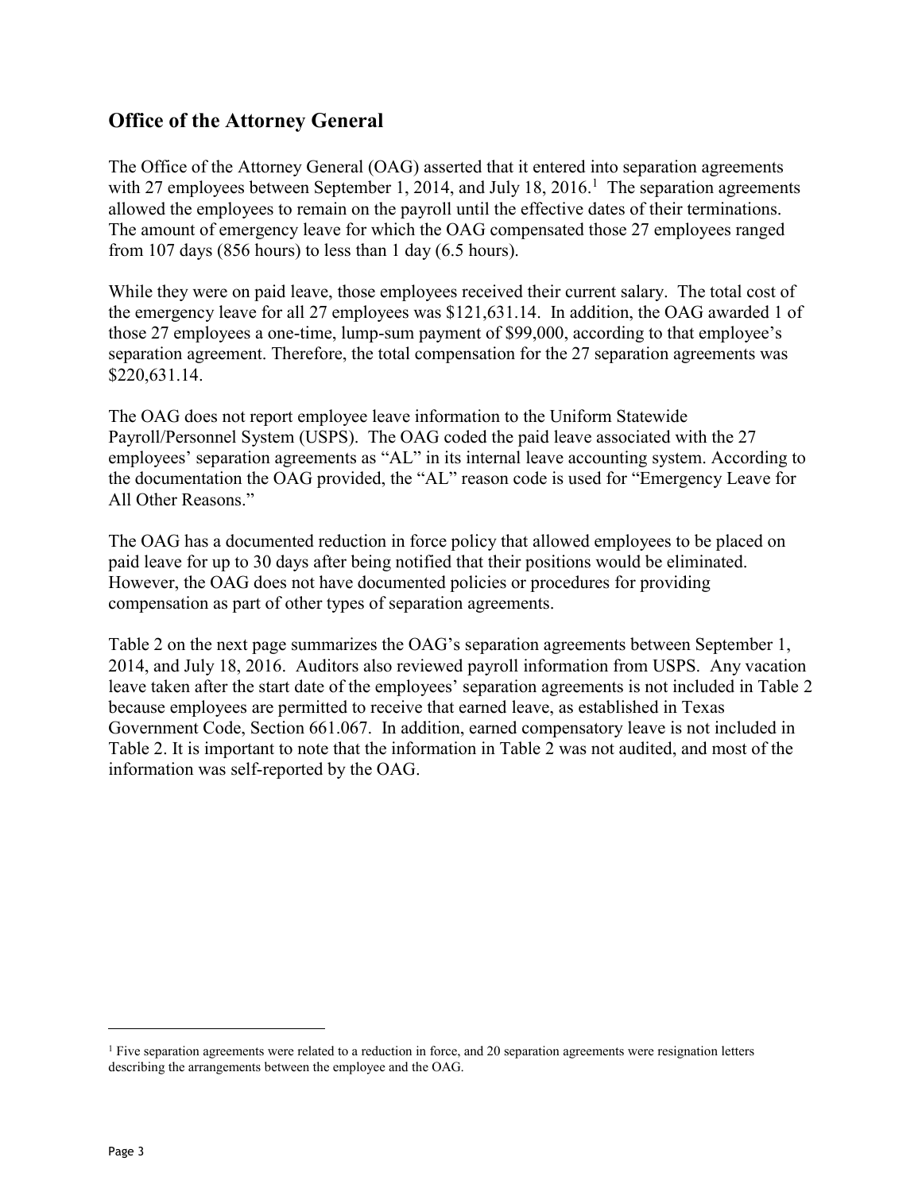## Office of the Attorney General

The Office of the Attorney General (OAG) asserted that it entered into separation agreements with 27 employees between September 1, 2014, and July 18, 2016.[1] The separation agreements allowed the employees to remain on the payroll until the effective dates of their terminations. The amount of emergency leave for which the OAG compensated those 27 employees ranged from 107 days (856 hours) to less than 1 day (6.5 hours).

While they were on paid leave, those employees received their current salary. The total cost of the emergency leave for all 27 employees was $121,631.14. In addition, the OAG awarded 1 of those 27 employees a one-time, lump-sum payment of $99,000, according to that employee's separation agreement. Therefore, the total compensation for the 27 separation agreements was $220,631.14.

The OAG does not report employee leave information to the Uniform Statewide Payroll/Personnel System (USPS). The OAG coded the paid leave associated with the 27 employees' separation agreements as "AL" in its internal leave accounting system. According to the documentation the OAG provided, the "AL" reason code is used for "Emergency Leave for All Other Reasons."

The OAG has a documented reduction in force policy that allowed employees to be placed on paid leave for up to 30 days after being notified that their positions would be eliminated. However, the OAG does not have documented policies or procedures for providing compensation as part of other types of separation agreements.

Table 2 on the next page summarizes the OAG's separation agreements between September 1, 2014, and July 18, 2016. Auditors also reviewed payroll information from USPS. Any vacation leave taken after the start date of the employees' separation agreements is not included in Table 2 because employees are permitted to receive that earned leave, as established in Texas Government Code, Section 661.067. In addition, earned compensatory leave is not included in Table 2. It is important to note that the information in Table 2 was not audited, and most of the information was self-reported by the OAG.

[1] Five separation agreements were related to a reduction in force, and 20 separation agreements were resignation letters describing the arrangements between the employee and the OAG.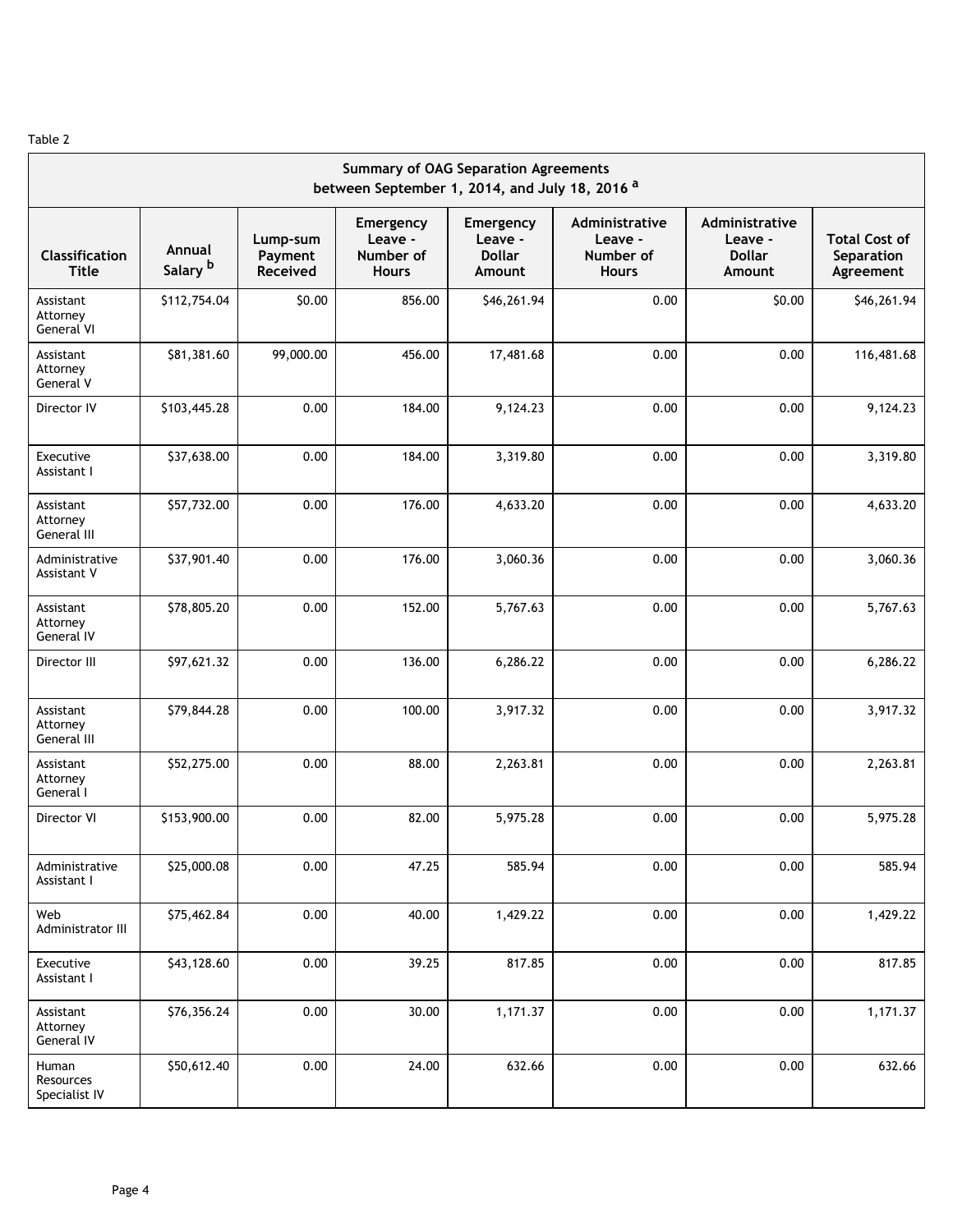Table 2

| Summary of OAG Separation Agreements between September 1, 2014, and July 18, 2016 [a] | | | | | | | |
|---|---|---|---|---|---|---|---|
| Classification Title | Annual Salary [b] | Lump-sum Payment Received | Emergency Leave - Number of Hours | Emergency Leave - Dollar Amount | Administrative Leave - Number of Hours | Administrative Leave - Dollar Amount | Total Cost of Separation Agreement |
| Assistant Attorney General VI | $112,754.04 | $0.00 | 856.00 | $46,261.94 | 0.00 | $0.00 | $46,261.94 |
| Assistant Attorney General V | $81,381.60 | 99,000.00 | 456.00 | 17,481.68 | 0.00 | 0.00 | 116,481.68 |
| Director IV | $103,445.28 | 0.00 | 184.00 | 9,124.23 | 0.00 | 0.00 | 9,124.23 |
| Executive Assistant I | $37,638.00 | 0.00 | 184.00 | 3,319.80 | 0.00 | 0.00 | 3,319.80 |
| Assistant Attorney General III | $57,732.00 | 0.00 | 176.00 | 4,633.20 | 0.00 | 0.00 | 4,633.20 |
| Administrative Assistant V | $37,901.40 | 0.00 | 176.00 | 3,060.36 | 0.00 | 0.00 | 3,060.36 |
| Assistant Attorney General IV | $78,805.20 | 0.00 | 152.00 | 5,767.63 | 0.00 | 0.00 | 5,767.63 |
| Director III | $97,621.32 | 0.00 | 136.00 | 6,286.22 | 0.00 | 0.00 | 6,286.22 |
| Assistant Attorney General III | $79,844.28 | 0.00 | 100.00 | 3,917.32 | 0.00 | 0.00 | 3,917.32 |
| Assistant Attorney General I | $52,275.00 | 0.00 | 88.00 | 2,263.81 | 0.00 | 0.00 | 2,263.81 |
| Director VI | $153,900.00 | 0.00 | 82.00 | 5,975.28 | 0.00 | 0.00 | 5,975.28 |
| Administrative Assistant I | $25,000.08 | 0.00 | 47.25 | 585.94 | 0.00 | 0.00 | 585.94 |
| Web Administrator III | $75,462.84 | 0.00 | 40.00 | 1,429.22 | 0.00 | 0.00 | 1,429.22 |
| Executive Assistant I | $43,128.60 | 0.00 | 39.25 | 817.85 | 0.00 | 0.00 | 817.85 |
| Assistant Attorney General IV | $76,356.24 | 0.00 | 30.00 | 1,171.37 | 0.00 | 0.00 | 1,171.37 |
| Human Resources Specialist IV | $50,612.40 | 0.00 | 24.00 | 632.66 | 0.00 | 0.00 | 632.66 |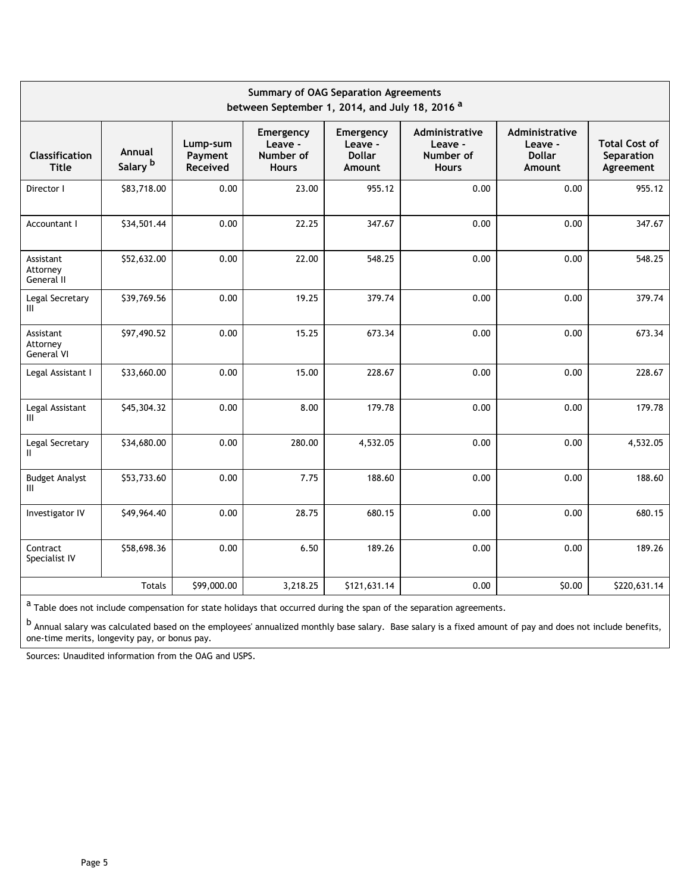| Summary of OAG Separation Agreements between September 1, 2014, and July 18, 2016 [a] | | | | | | | |
|---|---|---|---|---|---|---|---|
| **Classification Title** | **Annual Salary [b]** | **Lump-sum Payment Received** | **Emergency Leave - Number of Hours** | **Emergency Leave - Dollar Amount** | **Administrative Leave - Number of Hours** | **Administrative Leave - Dollar Amount** | **Total Cost of Separation Agreement** |
| Director I | $83,718.00 | 0.00 | 23.00 | 955.12 | 0.00 | 0.00 | 955.12 |
| Accountant I | $34,501.44 | 0.00 | 22.25 | 347.67 | 0.00 | 0.00 | 347.67 |
| Assistant Attorney General II | $52,632.00 | 0.00 | 22.00 | 548.25 | 0.00 | 0.00 | 548.25 |
| Legal Secretary III | $39,769.56 | 0.00 | 19.25 | 379.74 | 0.00 | 0.00 | 379.74 |
| Assistant Attorney General VI | $97,490.52 | 0.00 | 15.25 | 673.34 | 0.00 | 0.00 | 673.34 |
| Legal Assistant I | $33,660.00 | 0.00 | 15.00 | 228.67 | 0.00 | 0.00 | 228.67 |
| Legal Assistant III | $45,304.32 | 0.00 | 8.00 | 179.78 | 0.00 | 0.00 | 179.78 |
| Legal Secretary II | $34,680.00 | 0.00 | 280.00 | 4,532.05 | 0.00 | 0.00 | 4,532.05 |
| Budget Analyst III | $53,733.60 | 0.00 | 7.75 | 188.60 | 0.00 | 0.00 | 188.60 |
| Investigator IV | $49,964.40 | 0.00 | 28.75 | 680.15 | 0.00 | 0.00 | 680.15 |
| Contract Specialist IV | $58,698.36 | 0.00 | 6.50 | 189.26 | 0.00 | 0.00 | 189.26 |
| | Totals | $99,000.00 | 3,218.25 | $121,631.14 | 0.00 | $0.00 | $220,631.14 |

[a] Table does not include compensation for state holidays that occurred during the span of the separation agreements.

[b] Annual salary was calculated based on the employees' annualized monthly base salary. Base salary is a fixed amount of pay and does not include benefits, one-time merits, longevity pay, or bonus pay.

Sources: Unaudited information from the OAG and USPS.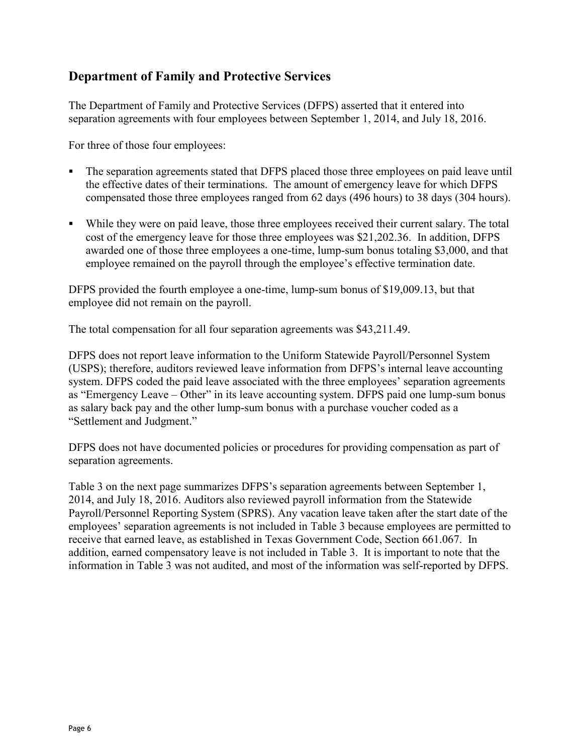## Department of Family and Protective Services

The Department of Family and Protective Services (DFPS) asserted that it entered into separation agreements with four employees between September 1, 2014, and July 18, 2016.

For three of those four employees:

- The separation agreements stated that DFPS placed those three employees on paid leave until the effective dates of their terminations. The amount of emergency leave for which DFPS compensated those three employees ranged from 62 days (496 hours) to 38 days (304 hours).
- While they were on paid leave, those three employees received their current salary. The total cost of the emergency leave for those three employees was $21,202.36. In addition, DFPS awarded one of those three employees a one-time, lump-sum bonus totaling $3,000, and that employee remained on the payroll through the employee's effective termination date.

DFPS provided the fourth employee a one-time, lump-sum bonus of $19,009.13, but that employee did not remain on the payroll.

The total compensation for all four separation agreements was $43,211.49.

DFPS does not report leave information to the Uniform Statewide Payroll/Personnel System (USPS); therefore, auditors reviewed leave information from DFPS's internal leave accounting system. DFPS coded the paid leave associated with the three employees' separation agreements as "Emergency Leave – Other" in its leave accounting system. DFPS paid one lump-sum bonus as salary back pay and the other lump-sum bonus with a purchase voucher coded as a "Settlement and Judgment."

DFPS does not have documented policies or procedures for providing compensation as part of separation agreements.

Table 3 on the next page summarizes DFPS's separation agreements between September 1, 2014, and July 18, 2016. Auditors also reviewed payroll information from the Statewide Payroll/Personnel Reporting System (SPRS). Any vacation leave taken after the start date of the employees' separation agreements is not included in Table 3 because employees are permitted to receive that earned leave, as established in Texas Government Code, Section 661.067. In addition, earned compensatory leave is not included in Table 3. It is important to note that the information in Table 3 was not audited, and most of the information was self-reported by DFPS.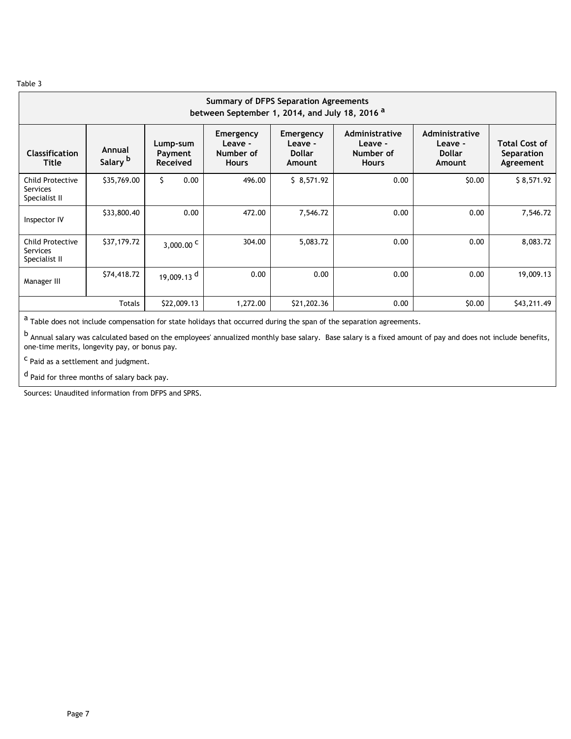Table 3

| Summary of DFPS Separation Agreements between September 1, 2014, and July 18, 2016 [a] | | | | | | | |
|---|---|---|---|---|---|---|---|
| Classification Title | Annual Salary [b] | Lump-sum Payment Received | Emergency Leave - Number of Hours | Emergency Leave - Dollar Amount | Administrative Leave - Number of Hours | Administrative Leave - Dollar Amount | Total Cost of Separation Agreement |
| Child Protective Services Specialist II | $35,769.00 | $ 0.00 | 496.00 | $ 8,571.92 | 0.00 | $0.00 | $ 8,571.92 |
| Inspector IV | $33,800.40 | 0.00 | 472.00 | 7,546.72 | 0.00 | 0.00 | 7,546.72 |
| Child Protective Services Specialist II | $37,179.72 | 3,000.00 [c] | 304.00 | 5,083.72 | 0.00 | 0.00 | 8,083.72 |
| Manager III | $74,418.72 | 19,009.13 [d] | 0.00 | 0.00 | 0.00 | 0.00 | 19,009.13 |
| Totals | | $22,009.13 | 1,272.00 | $21,202.36 | 0.00 | $0.00 | $43,211.49 |

[a] Table does not include compensation for state holidays that occurred during the span of the separation agreements.

[b] Annual salary was calculated based on the employees' annualized monthly base salary. Base salary is a fixed amount of pay and does not include benefits, one-time merits, longevity pay, or bonus pay.

[c] Paid as a settlement and judgment.

[d] Paid for three months of salary back pay.

Sources: Unaudited information from DFPS and SPRS.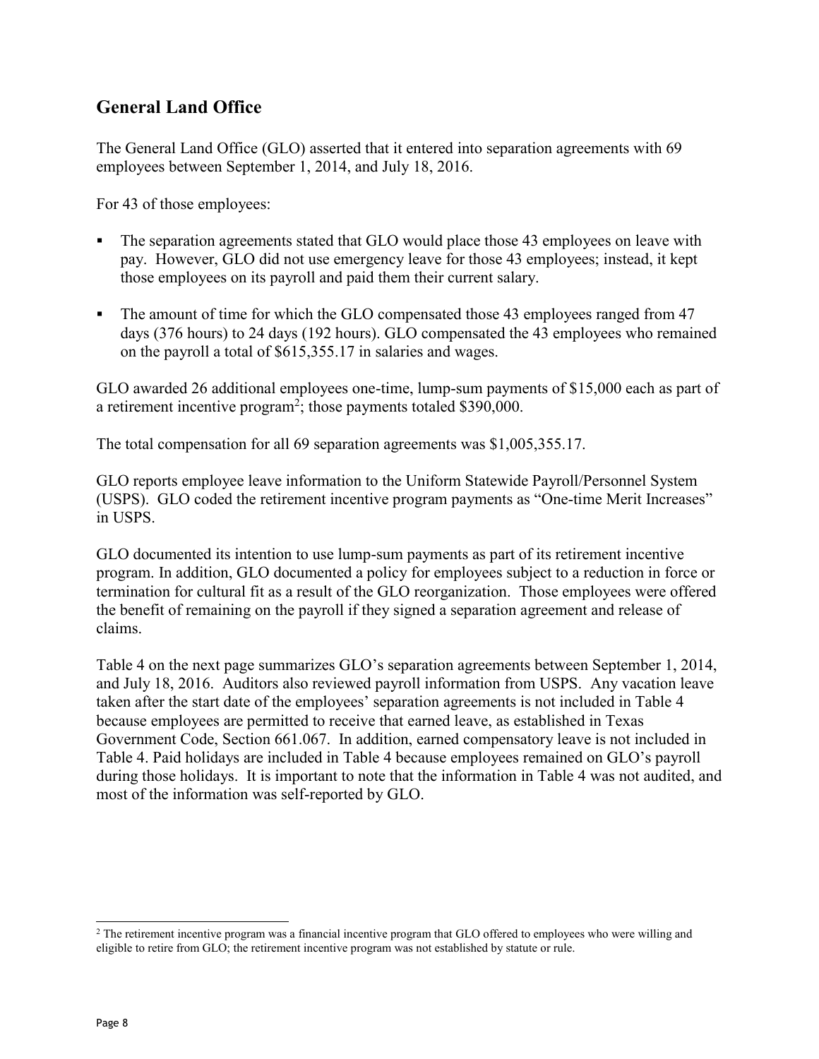## General Land Office

The General Land Office (GLO) asserted that it entered into separation agreements with 69 employees between September 1, 2014, and July 18, 2016.

For 43 of those employees:

- The separation agreements stated that GLO would place those 43 employees on leave with pay. However, GLO did not use emergency leave for those 43 employees; instead, it kept those employees on its payroll and paid them their current salary.
- The amount of time for which the GLO compensated those 43 employees ranged from 47 days (376 hours) to 24 days (192 hours). GLO compensated the 43 employees who remained on the payroll a total of $615,355.17 in salaries and wages.

GLO awarded 26 additional employees one-time, lump-sum payments of $15,000 each as part of a retirement incentive program[2]; those payments totaled $390,000.

The total compensation for all 69 separation agreements was $1,005,355.17.

GLO reports employee leave information to the Uniform Statewide Payroll/Personnel System (USPS). GLO coded the retirement incentive program payments as "One-time Merit Increases" in USPS.

GLO documented its intention to use lump-sum payments as part of its retirement incentive program. In addition, GLO documented a policy for employees subject to a reduction in force or termination for cultural fit as a result of the GLO reorganization. Those employees were offered the benefit of remaining on the payroll if they signed a separation agreement and release of claims.

Table 4 on the next page summarizes GLO's separation agreements between September 1, 2014, and July 18, 2016. Auditors also reviewed payroll information from USPS. Any vacation leave taken after the start date of the employees' separation agreements is not included in Table 4 because employees are permitted to receive that earned leave, as established in Texas Government Code, Section 661.067. In addition, earned compensatory leave is not included in Table 4. Paid holidays are included in Table 4 because employees remained on GLO's payroll during those holidays. It is important to note that the information in Table 4 was not audited, and most of the information was self-reported by GLO.

---

[2] The retirement incentive program was a financial incentive program that GLO offered to employees who were willing and eligible to retire from GLO; the retirement incentive program was not established by statute or rule.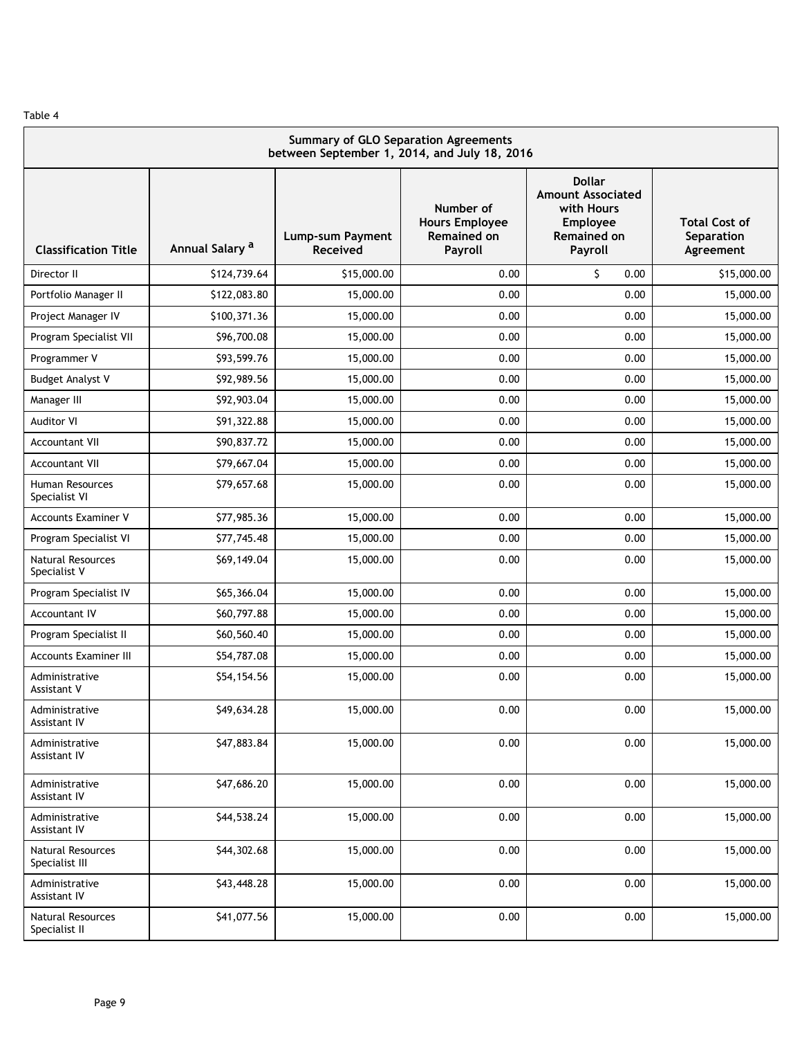Table 4

| Summary of GLO Separation Agreements between September 1, 2014, and July 18, 2016 | | | | | |
|---|---|---|---|---|---|
| Classification Title | Annual Salary [a] | Lump-sum Payment Received | Number of Hours Employee Remained on Payroll | Dollar Amount Associated with Hours Employee Remained on Payroll | Total Cost of Separation Agreement |
| Director II | $124,739.64 | $15,000.00 | 0.00 | $ 0.00 | $15,000.00 |
| Portfolio Manager II | $122,083.80 | 15,000.00 | 0.00 | 0.00 | 15,000.00 |
| Project Manager IV | $100,371.36 | 15,000.00 | 0.00 | 0.00 | 15,000.00 |
| Program Specialist VII | $96,700.08 | 15,000.00 | 0.00 | 0.00 | 15,000.00 |
| Programmer V | $93,599.76 | 15,000.00 | 0.00 | 0.00 | 15,000.00 |
| Budget Analyst V | $92,989.56 | 15,000.00 | 0.00 | 0.00 | 15,000.00 |
| Manager III | $92,903.04 | 15,000.00 | 0.00 | 0.00 | 15,000.00 |
| Auditor VI | $91,322.88 | 15,000.00 | 0.00 | 0.00 | 15,000.00 |
| Accountant VII | $90,837.72 | 15,000.00 | 0.00 | 0.00 | 15,000.00 |
| Accountant VII | $79,667.04 | 15,000.00 | 0.00 | 0.00 | 15,000.00 |
| Human Resources Specialist VI | $79,657.68 | 15,000.00 | 0.00 | 0.00 | 15,000.00 |
| Accounts Examiner V | $77,985.36 | 15,000.00 | 0.00 | 0.00 | 15,000.00 |
| Program Specialist VI | $77,745.48 | 15,000.00 | 0.00 | 0.00 | 15,000.00 |
| Natural Resources Specialist V | $69,149.04 | 15,000.00 | 0.00 | 0.00 | 15,000.00 |
| Program Specialist IV | $65,366.04 | 15,000.00 | 0.00 | 0.00 | 15,000.00 |
| Accountant IV | $60,797.88 | 15,000.00 | 0.00 | 0.00 | 15,000.00 |
| Program Specialist II | $60,560.40 | 15,000.00 | 0.00 | 0.00 | 15,000.00 |
| Accounts Examiner III | $54,787.08 | 15,000.00 | 0.00 | 0.00 | 15,000.00 |
| Administrative Assistant V | $54,154.56 | 15,000.00 | 0.00 | 0.00 | 15,000.00 |
| Administrative Assistant IV | $49,634.28 | 15,000.00 | 0.00 | 0.00 | 15,000.00 |
| Administrative Assistant IV | $47,883.84 | 15,000.00 | 0.00 | 0.00 | 15,000.00 |
| Administrative Assistant IV | $47,686.20 | 15,000.00 | 0.00 | 0.00 | 15,000.00 |
| Administrative Assistant IV | $44,538.24 | 15,000.00 | 0.00 | 0.00 | 15,000.00 |
| Natural Resources Specialist III | $44,302.68 | 15,000.00 | 0.00 | 0.00 | 15,000.00 |
| Administrative Assistant IV | $43,448.28 | 15,000.00 | 0.00 | 0.00 | 15,000.00 |
| Natural Resources Specialist II | $41,077.56 | 15,000.00 | 0.00 | 0.00 | 15,000.00 |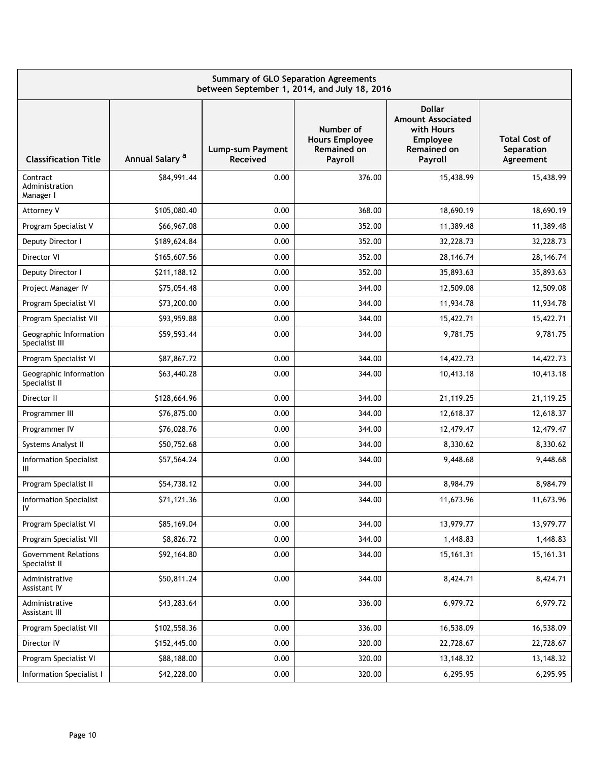| Summary of GLO Separation Agreements between September 1, 2014, and July 18, 2016 | | | | | |
|---|---|---|---|---|---|
| Classification Title | Annual Salary [a] | Lump-sum Payment Received | Number of Hours Employee Remained on Payroll | Dollar Amount Associated with Hours Employee Remained on Payroll | Total Cost of Separation Agreement |
| Contract Administration Manager I | $84,991.44 | 0.00 | 376.00 | 15,438.99 | 15,438.99 |
| Attorney V | $105,080.40 | 0.00 | 368.00 | 18,690.19 | 18,690.19 |
| Program Specialist V | $66,967.08 | 0.00 | 352.00 | 11,389.48 | 11,389.48 |
| Deputy Director I | $189,624.84 | 0.00 | 352.00 | 32,228.73 | 32,228.73 |
| Director VI | $165,607.56 | 0.00 | 352.00 | 28,146.74 | 28,146.74 |
| Deputy Director I | $211,188.12 | 0.00 | 352.00 | 35,893.63 | 35,893.63 |
| Project Manager IV | $75,054.48 | 0.00 | 344.00 | 12,509.08 | 12,509.08 |
| Program Specialist VI | $73,200.00 | 0.00 | 344.00 | 11,934.78 | 11,934.78 |
| Program Specialist VII | $93,959.88 | 0.00 | 344.00 | 15,422.71 | 15,422.71 |
| Geographic Information Specialist III | $59,593.44 | 0.00 | 344.00 | 9,781.75 | 9,781.75 |
| Program Specialist VI | $87,867.72 | 0.00 | 344.00 | 14,422.73 | 14,422.73 |
| Geographic Information Specialist II | $63,440.28 | 0.00 | 344.00 | 10,413.18 | 10,413.18 |
| Director II | $128,664.96 | 0.00 | 344.00 | 21,119.25 | 21,119.25 |
| Programmer III | $76,875.00 | 0.00 | 344.00 | 12,618.37 | 12,618.37 |
| Programmer IV | $76,028.76 | 0.00 | 344.00 | 12,479.47 | 12,479.47 |
| Systems Analyst II | $50,752.68 | 0.00 | 344.00 | 8,330.62 | 8,330.62 |
| Information Specialist III | $57,564.24 | 0.00 | 344.00 | 9,448.68 | 9,448.68 |
| Program Specialist II | $54,738.12 | 0.00 | 344.00 | 8,984.79 | 8,984.79 |
| Information Specialist IV | $71,121.36 | 0.00 | 344.00 | 11,673.96 | 11,673.96 |
| Program Specialist VI | $85,169.04 | 0.00 | 344.00 | 13,979.77 | 13,979.77 |
| Program Specialist VII | $8,826.72 | 0.00 | 344.00 | 1,448.83 | 1,448.83 |
| Government Relations Specialist II | $92,164.80 | 0.00 | 344.00 | 15,161.31 | 15,161.31 |
| Administrative Assistant IV | $50,811.24 | 0.00 | 344.00 | 8,424.71 | 8,424.71 |
| Administrative Assistant III | $43,283.64 | 0.00 | 336.00 | 6,979.72 | 6,979.72 |
| Program Specialist VII | $102,558.36 | 0.00 | 336.00 | 16,538.09 | 16,538.09 |
| Director IV | $152,445.00 | 0.00 | 320.00 | 22,728.67 | 22,728.67 |
| Program Specialist VI | $88,188.00 | 0.00 | 320.00 | 13,148.32 | 13,148.32 |
| Information Specialist I | $42,228.00 | 0.00 | 320.00 | 6,295.95 | 6,295.95 |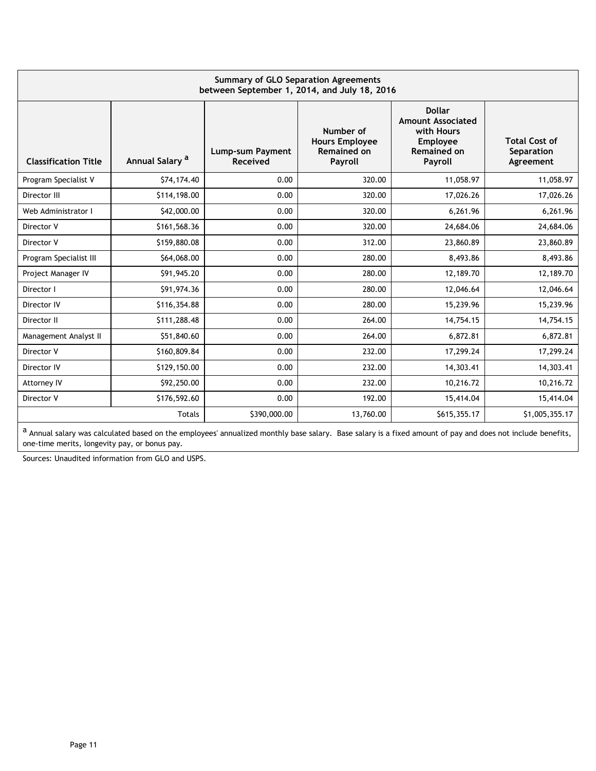| Summary of GLO Separation Agreements between September 1, 2014, and July 18, 2016 | | | | | |
|---|---|---|---|---|---|
| Classification Title | Annual Salary [a] | Lump-sum Payment Received | Number of Hours Employee Remained on Payroll | Dollar Amount Associated with Hours Employee Remained on Payroll | Total Cost of Separation Agreement |
| Program Specialist V | $74,174.40 | 0.00 | 320.00 | 11,058.97 | 11,058.97 |
| Director III | $114,198.00 | 0.00 | 320.00 | 17,026.26 | 17,026.26 |
| Web Administrator I | $42,000.00 | 0.00 | 320.00 | 6,261.96 | 6,261.96 |
| Director V | $161,568.36 | 0.00 | 320.00 | 24,684.06 | 24,684.06 |
| Director V | $159,880.08 | 0.00 | 312.00 | 23,860.89 | 23,860.89 |
| Program Specialist III | $64,068.00 | 0.00 | 280.00 | 8,493.86 | 8,493.86 |
| Project Manager IV | $91,945.20 | 0.00 | 280.00 | 12,189.70 | 12,189.70 |
| Director I | $91,974.36 | 0.00 | 280.00 | 12,046.64 | 12,046.64 |
| Director IV | $116,354.88 | 0.00 | 280.00 | 15,239.96 | 15,239.96 |
| Director II | $111,288.48 | 0.00 | 264.00 | 14,754.15 | 14,754.15 |
| Management Analyst II | $51,840.60 | 0.00 | 264.00 | 6,872.81 | 6,872.81 |
| Director V | $160,809.84 | 0.00 | 232.00 | 17,299.24 | 17,299.24 |
| Director IV | $129,150.00 | 0.00 | 232.00 | 14,303.41 | 14,303.41 |
| Attorney IV | $92,250.00 | 0.00 | 232.00 | 10,216.72 | 10,216.72 |
| Director V | $176,592.60 | 0.00 | 192.00 | 15,414.04 | 15,414.04 |
| | Totals | $390,000.00 | 13,760.00 | $615,355.17 | $1,005,355.17 |

[a] Annual salary was calculated based on the employees' annualized monthly base salary. Base salary is a fixed amount of pay and does not include benefits, one-time merits, longevity pay, or bonus pay.

Sources: Unaudited information from GLO and USPS.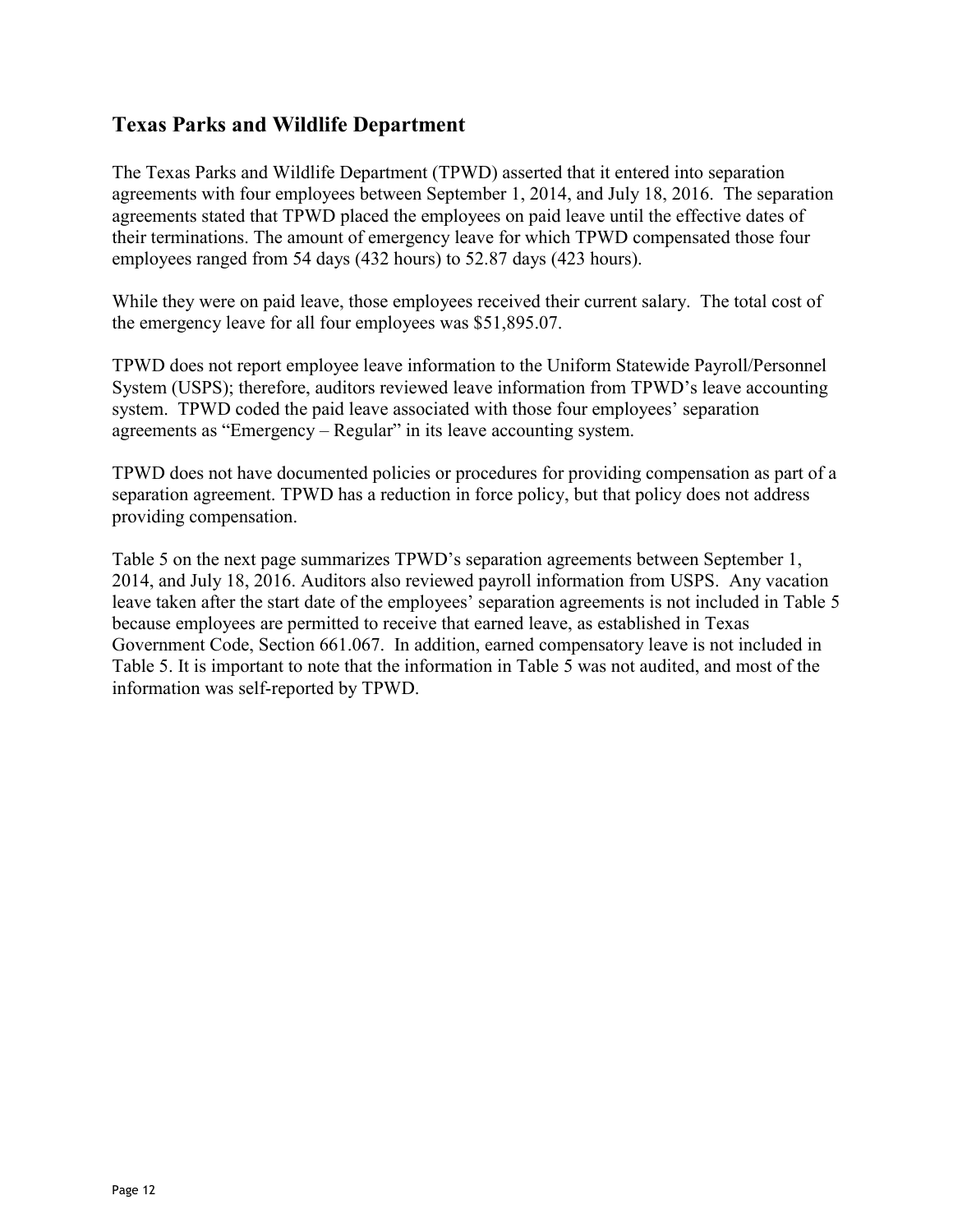## Texas Parks and Wildlife Department

The Texas Parks and Wildlife Department (TPWD) asserted that it entered into separation agreements with four employees between September 1, 2014, and July 18, 2016. The separation agreements stated that TPWD placed the employees on paid leave until the effective dates of their terminations. The amount of emergency leave for which TPWD compensated those four employees ranged from 54 days (432 hours) to 52.87 days (423 hours).

While they were on paid leave, those employees received their current salary. The total cost of the emergency leave for all four employees was $51,895.07.

TPWD does not report employee leave information to the Uniform Statewide Payroll/Personnel System (USPS); therefore, auditors reviewed leave information from TPWD's leave accounting system. TPWD coded the paid leave associated with those four employees' separation agreements as "Emergency – Regular" in its leave accounting system.

TPWD does not have documented policies or procedures for providing compensation as part of a separation agreement. TPWD has a reduction in force policy, but that policy does not address providing compensation.

Table 5 on the next page summarizes TPWD's separation agreements between September 1, 2014, and July 18, 2016. Auditors also reviewed payroll information from USPS. Any vacation leave taken after the start date of the employees' separation agreements is not included in Table 5 because employees are permitted to receive that earned leave, as established in Texas Government Code, Section 661.067. In addition, earned compensatory leave is not included in Table 5. It is important to note that the information in Table 5 was not audited, and most of the information was self-reported by TPWD.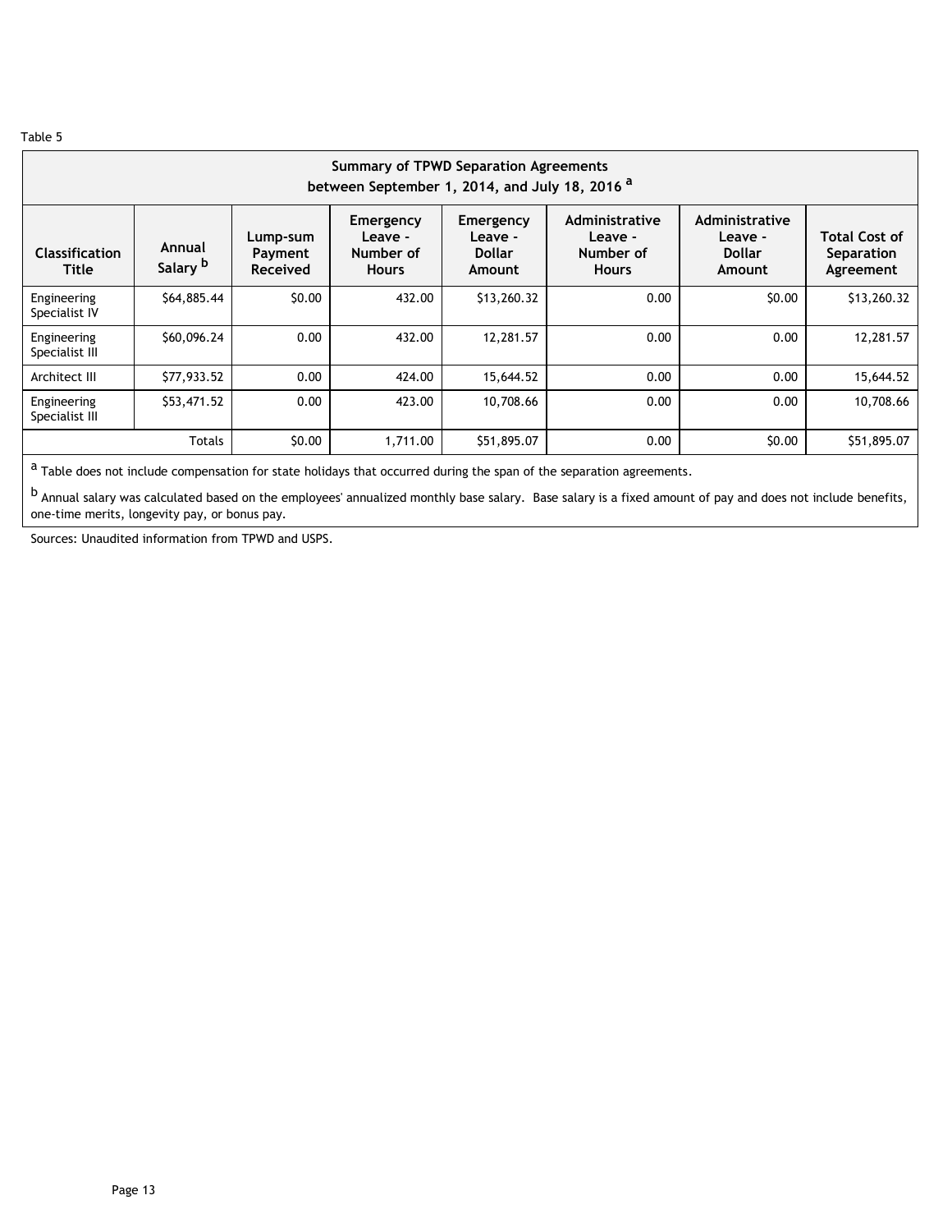Table 5

| Summary of TPWD Separation Agreements between September 1, 2014, and July 18, 2016 [a] | | | | | | | |
|---|---|---|---|---|---|---|---|
| Classification Title | Annual Salary [b] | Lump-sum Payment Received | Emergency Leave - Number of Hours | Emergency Leave - Dollar Amount | Administrative Leave - Number of Hours | Administrative Leave - Dollar Amount | Total Cost of Separation Agreement |
| Engineering Specialist IV | $64,885.44 | $0.00 | 432.00 | $13,260.32 | 0.00 | $0.00 | $13,260.32 |
| Engineering Specialist III | $60,096.24 | 0.00 | 432.00 | 12,281.57 | 0.00 | 0.00 | 12,281.57 |
| Architect III | $77,933.52 | 0.00 | 424.00 | 15,644.52 | 0.00 | 0.00 | 15,644.52 |
| Engineering Specialist III | $53,471.52 | 0.00 | 423.00 | 10,708.66 | 0.00 | 0.00 | 10,708.66 |
| | Totals | $0.00 | 1,711.00 | $51,895.07 | 0.00 | $0.00 | $51,895.07 |

[a] Table does not include compensation for state holidays that occurred during the span of the separation agreements.

[b] Annual salary was calculated based on the employees' annualized monthly base salary. Base salary is a fixed amount of pay and does not include benefits, one-time merits, longevity pay, or bonus pay.

Sources: Unaudited information from TPWD and USPS.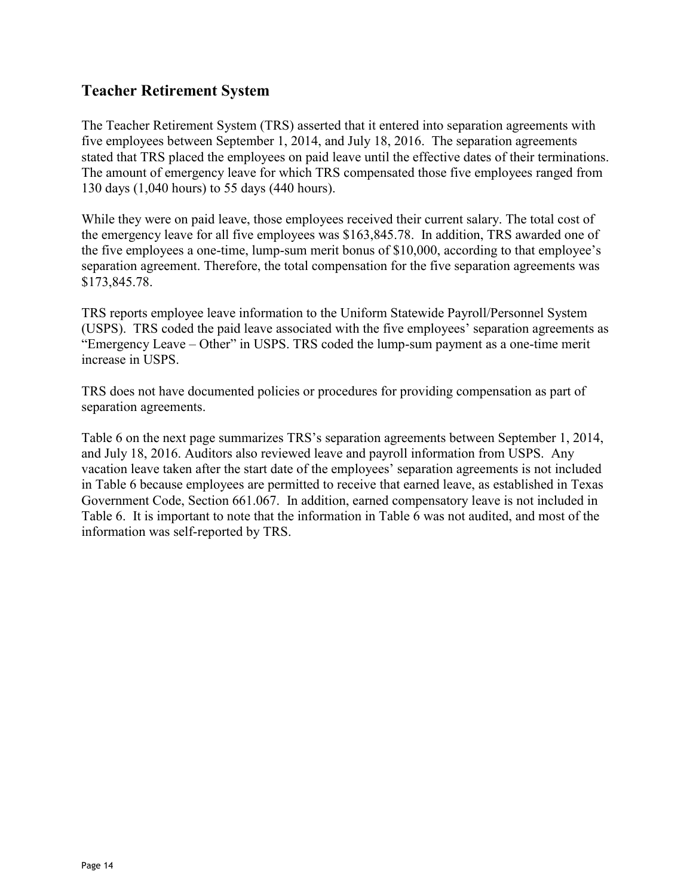## Teacher Retirement System

The Teacher Retirement System (TRS) asserted that it entered into separation agreements with five employees between September 1, 2014, and July 18, 2016. The separation agreements stated that TRS placed the employees on paid leave until the effective dates of their terminations. The amount of emergency leave for which TRS compensated those five employees ranged from 130 days (1,040 hours) to 55 days (440 hours).

While they were on paid leave, those employees received their current salary. The total cost of the emergency leave for all five employees was $163,845.78. In addition, TRS awarded one of the five employees a one-time, lump-sum merit bonus of $10,000, according to that employee's separation agreement. Therefore, the total compensation for the five separation agreements was $173,845.78.

TRS reports employee leave information to the Uniform Statewide Payroll/Personnel System (USPS). TRS coded the paid leave associated with the five employees' separation agreements as "Emergency Leave – Other" in USPS. TRS coded the lump-sum payment as a one-time merit increase in USPS.

TRS does not have documented policies or procedures for providing compensation as part of separation agreements.

Table 6 on the next page summarizes TRS's separation agreements between September 1, 2014, and July 18, 2016. Auditors also reviewed leave and payroll information from USPS. Any vacation leave taken after the start date of the employees' separation agreements is not included in Table 6 because employees are permitted to receive that earned leave, as established in Texas Government Code, Section 661.067. In addition, earned compensatory leave is not included in Table 6. It is important to note that the information in Table 6 was not audited, and most of the information was self-reported by TRS.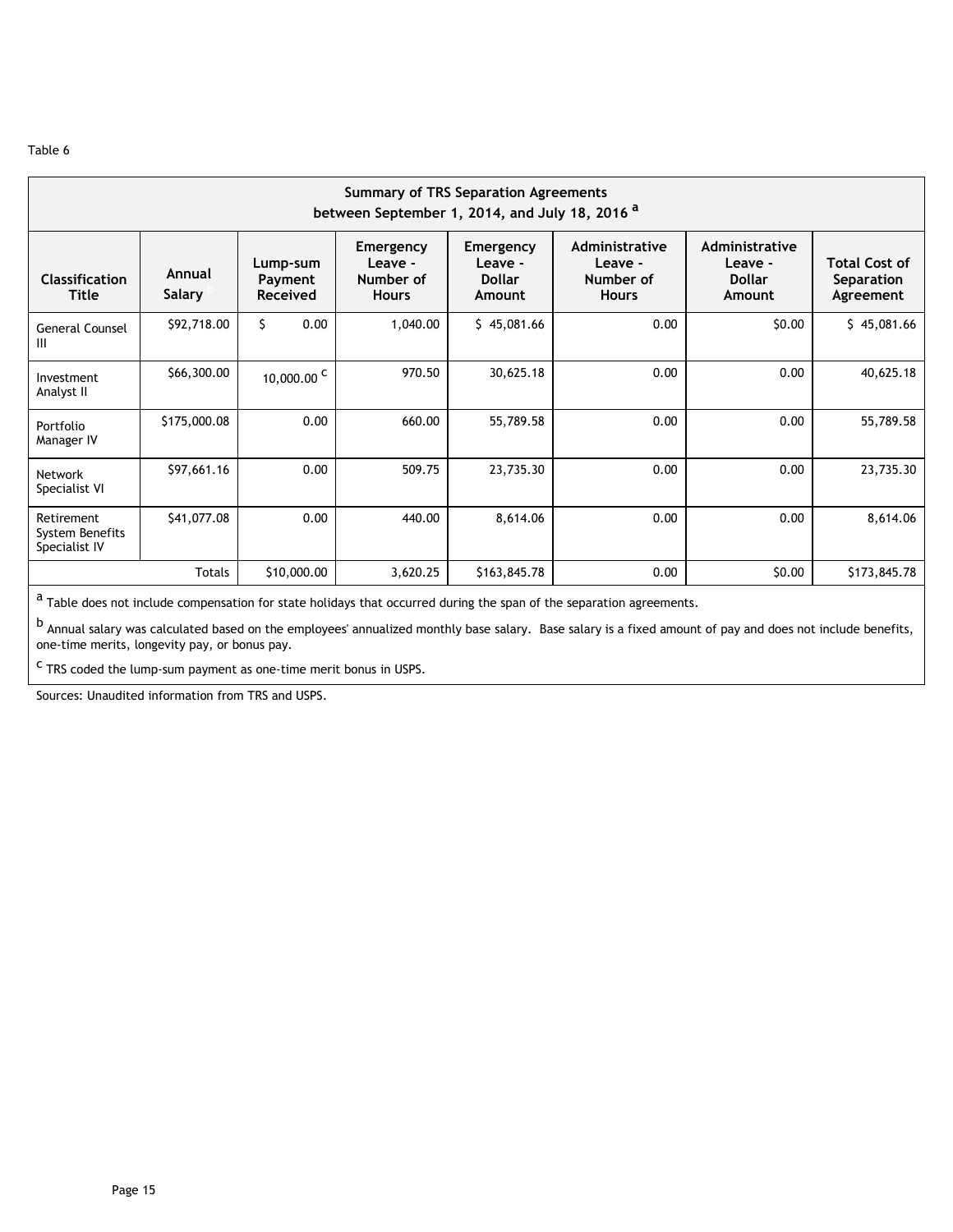Table 6

| Summary of TRS Separation Agreements between September 1, 2014, and July 18, 2016 [a] | | | | | | | |
|---|---|---|---|---|---|---|---|
| Classification Title | Annual Salary [b] | Lump-sum Payment Received | Emergency Leave - Number of Hours | Emergency Leave - Dollar Amount | Administrative Leave - Number of Hours | Administrative Leave - Dollar Amount | Total Cost of Separation Agreement |
| General Counsel III | $92,718.00 | $ 0.00 | 1,040.00 | $ 45,081.66 | 0.00 | $0.00 | $ 45,081.66 |
| Investment Analyst II | $66,300.00 | 10,000.00 [c] | 970.50 | 30,625.18 | 0.00 | 0.00 | 40,625.18 |
| Portfolio Manager IV | $175,000.08 | 0.00 | 660.00 | 55,789.58 | 0.00 | 0.00 | 55,789.58 |
| Network Specialist VI | $97,661.16 | 0.00 | 509.75 | 23,735.30 | 0.00 | 0.00 | 23,735.30 |
| Retirement System Benefits Specialist IV | $41,077.08 | 0.00 | 440.00 | 8,614.06 | 0.00 | 0.00 | 8,614.06 |
| | Totals | $10,000.00 | 3,620.25 | $163,845.78 | 0.00 | $0.00 | $173,845.78 |

[a] Table does not include compensation for state holidays that occurred during the span of the separation agreements.

[b] Annual salary was calculated based on the employees' annualized monthly base salary. Base salary is a fixed amount of pay and does not include benefits, one-time merits, longevity pay, or bonus pay.

[c] TRS coded the lump-sum payment as one-time merit bonus in USPS.

Sources: Unaudited information from TRS and USPS.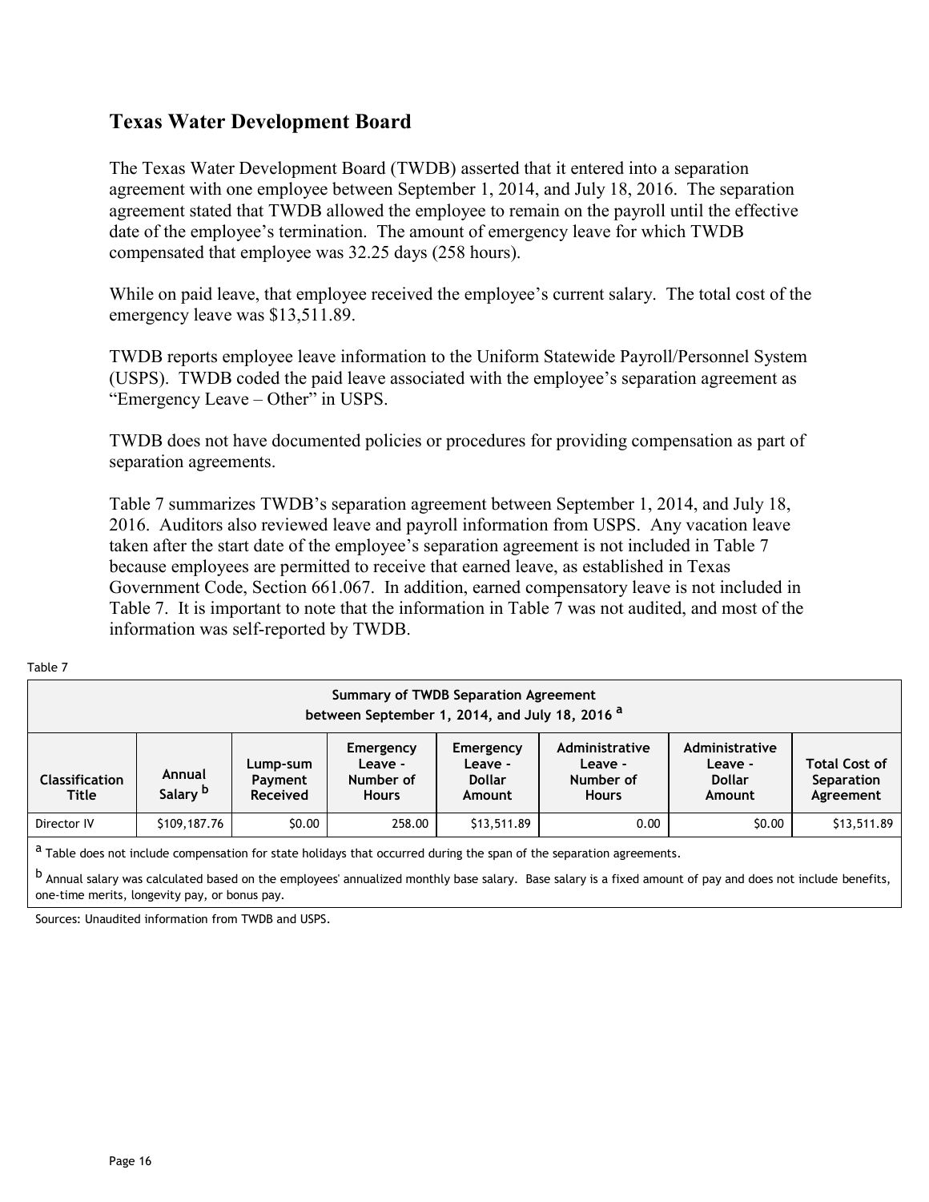## Texas Water Development Board

The Texas Water Development Board (TWDB) asserted that it entered into a separation agreement with one employee between September 1, 2014, and July 18, 2016. The separation agreement stated that TWDB allowed the employee to remain on the payroll until the effective date of the employee's termination. The amount of emergency leave for which TWDB compensated that employee was 32.25 days (258 hours).

While on paid leave, that employee received the employee's current salary. The total cost of the emergency leave was $13,511.89.

TWDB reports employee leave information to the Uniform Statewide Payroll/Personnel System (USPS). TWDB coded the paid leave associated with the employee's separation agreement as "Emergency Leave – Other" in USPS.

TWDB does not have documented policies or procedures for providing compensation as part of separation agreements.

Table 7 summarizes TWDB's separation agreement between September 1, 2014, and July 18, 2016. Auditors also reviewed leave and payroll information from USPS. Any vacation leave taken after the start date of the employee's separation agreement is not included in Table 7 because employees are permitted to receive that earned leave, as established in Texas Government Code, Section 661.067. In addition, earned compensatory leave is not included in Table 7. It is important to note that the information in Table 7 was not audited, and most of the information was self-reported by TWDB.

Table 7

**Summary of TWDB Separation Agreement between September 1, 2014, and July 18, 2016 [a]**

| Classification Title | Annual Salary [b] | Lump-sum Payment Received | Emergency Leave - Number of Hours | Emergency Leave - Dollar Amount | Administrative Leave - Number of Hours | Administrative Leave - Dollar Amount | Total Cost of Separation Agreement |
|---|---|---|---|---|---|---|---|
| Director IV | $109,187.76 | $0.00 | 258.00 | $13,511.89 | 0.00 | $0.00 | $13,511.89 |

[a] Table does not include compensation for state holidays that occurred during the span of the separation agreements.

[b] Annual salary was calculated based on the employees' annualized monthly base salary. Base salary is a fixed amount of pay and does not include benefits, one-time merits, longevity pay, or bonus pay.

Sources: Unaudited information from TWDB and USPS.